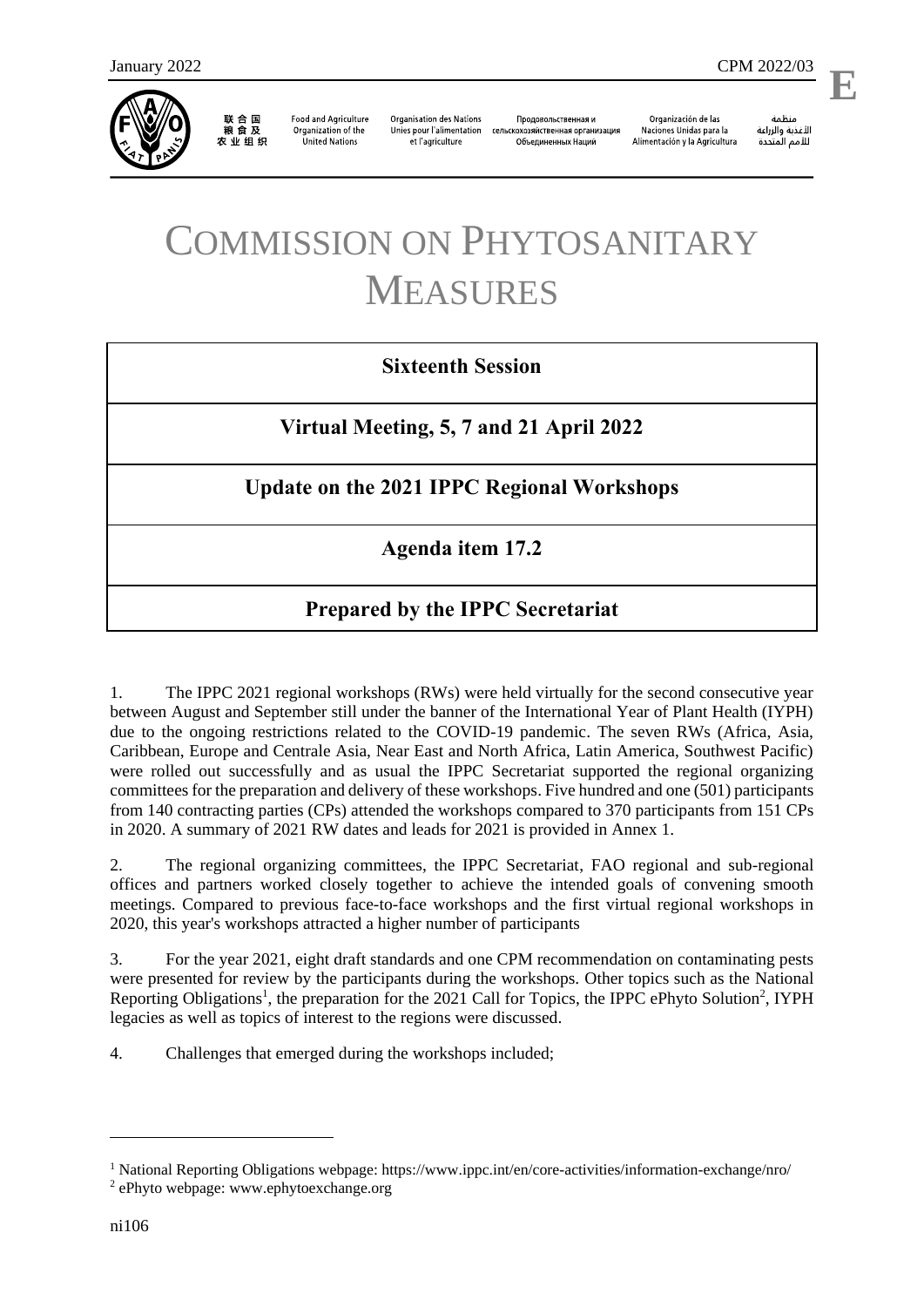January 2022 CPM 2022/03

**E**

联合国粮食及农业组织 | Food and Agriculture Organization of the United Nations | Organisation des Nations Unies pour l'alimentation et l'agriculture | Продовольственная и сельскохозяйственная организация Объединенных Наций | Organización de las Naciones Unidas para la Alimentación y la Agricultura | منظمة الأغذية والزراعة للأمم المتحدة

# COMMISSION ON PHYTOSANITARY MEASURES

**Sixteenth Session**

**Virtual Meeting, 5, 7 and 21 April 2022**

**Update on the 2021 IPPC Regional Workshops**

**Agenda item 17.2**

**Prepared by the IPPC Secretariat**

1. The IPPC 2021 regional workshops (RWs) were held virtually for the second consecutive year between August and September still under the banner of the International Year of Plant Health (IYPH) due to the ongoing restrictions related to the COVID-19 pandemic. The seven RWs (Africa, Asia, Caribbean, Europe and Centrale Asia, Near East and North Africa, Latin America, Southwest Pacific) were rolled out successfully and as usual the IPPC Secretariat supported the regional organizing committees for the preparation and delivery of these workshops. Five hundred and one (501) participants from 140 contracting parties (CPs) attended the workshops compared to 370 participants from 151 CPs in 2020. A summary of 2021 RW dates and leads for 2021 is provided in Annex 1.

2. The regional organizing committees, the IPPC Secretariat, FAO regional and sub-regional offices and partners worked closely together to achieve the intended goals of convening smooth meetings. Compared to previous face-to-face workshops and the first virtual regional workshops in 2020, this year's workshops attracted a higher number of participants

3. For the year 2021, eight draft standards and one CPM recommendation on contaminating pests were presented for review by the participants during the workshops. Other topics such as the National Reporting Obligations[1], the preparation for the 2021 Call for Topics, the IPPC ePhyto Solution[2], IYPH legacies as well as topics of interest to the regions were discussed.

4. Challenges that emerged during the workshops included;

[1] National Reporting Obligations webpage: https://www.ippc.int/en/core-activities/information-exchange/nro/

[2] ePhyto webpage: www.ephytoexchange.org

ni106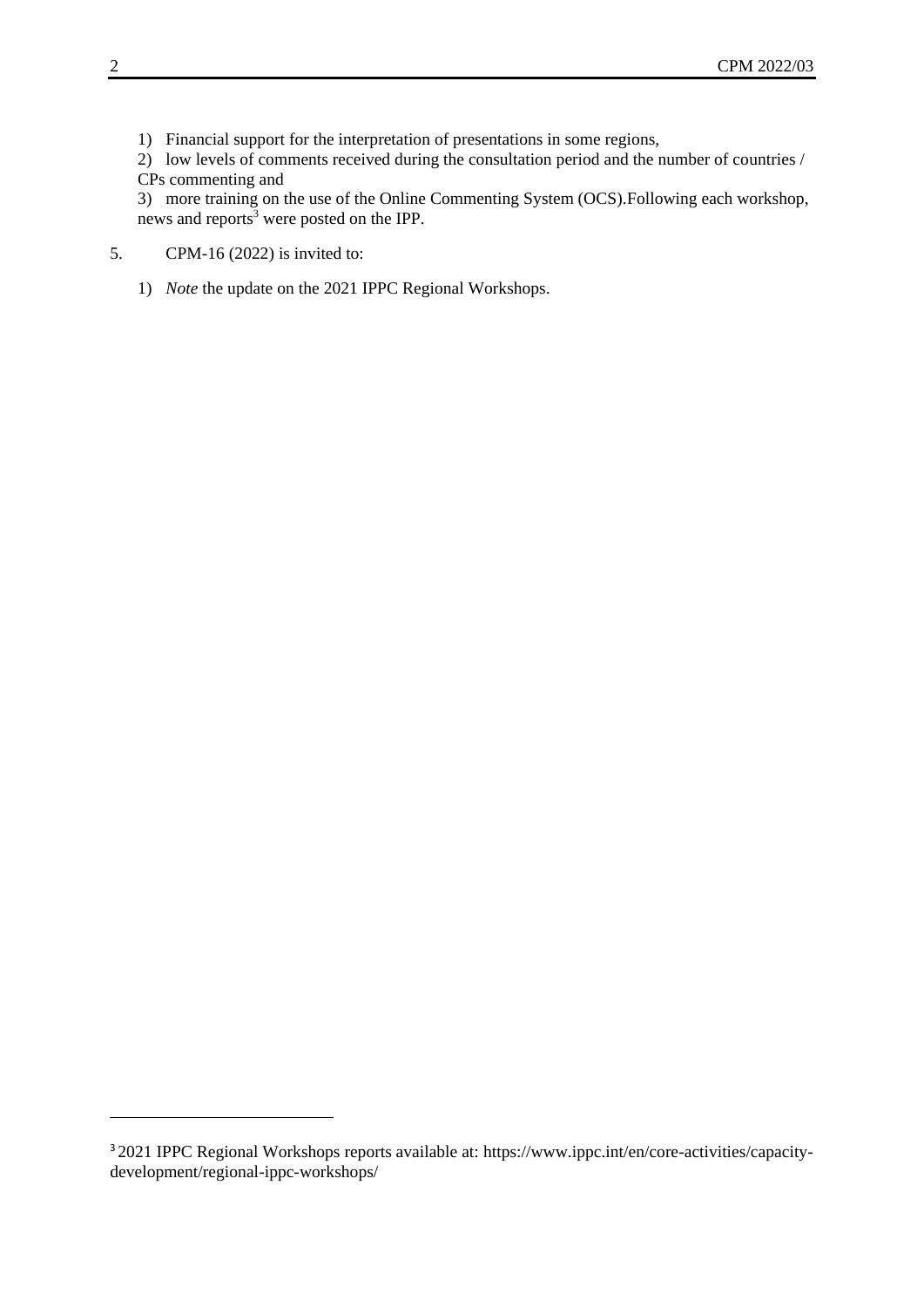1) Financial support for the interpretation of presentations in some regions,

2) low levels of comments received during the consultation period and the number of countries / CPs commenting and

3) more training on the use of the Online Commenting System (OCS).Following each workshop, news and reports[3] were posted on the IPP.

5. CPM-16 (2022) is invited to:

   1) *Note* the update on the 2021 IPPC Regional Workshops.

---

[3] 2021 IPPC Regional Workshops reports available at: https://www.ippc.int/en/core-activities/capacity-development/regional-ippc-workshops/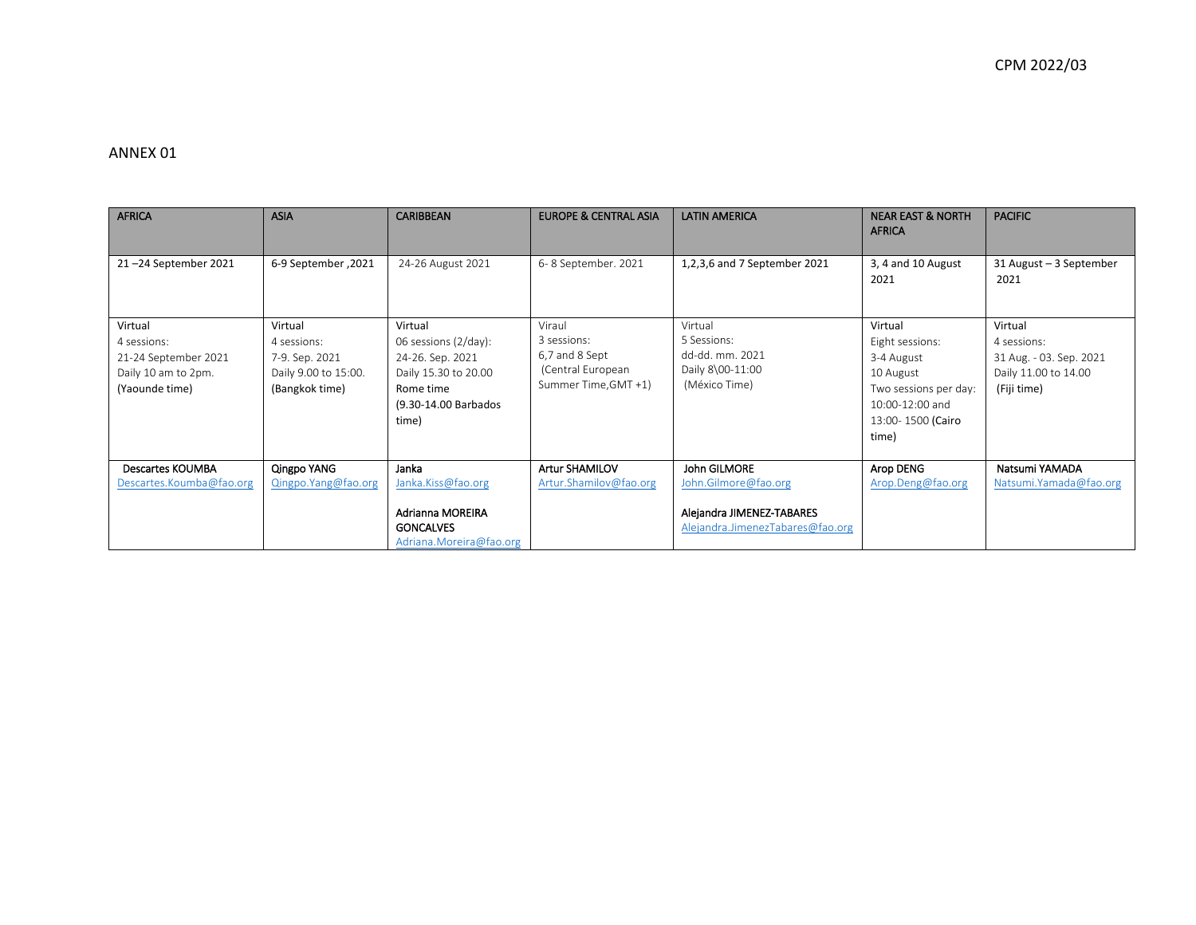ANNEX 01

| AFRICA | ASIA | CARIBBEAN | EUROPE & CENTRAL ASIA | LATIN AMERICA | NEAR EAST & NORTH AFRICA | PACIFIC |
|---|---|---|---|---|---|---|
| 21 –24 September 2021 | 6-9 September ,2021 | 24-26 August 2021 | 6- 8 September. 2021 | 1,2,3,6 and 7 September 2021 | 3, 4 and 10 August 2021 | 31 August – 3 September 2021 |
| Virtual<br>4 sessions:<br>21-24 September 2021<br>Daily 10 am to 2pm.<br>(Yaounde time) | Virtual<br>4 sessions:<br>7-9. Sep. 2021<br>Daily 9.00 to 15:00.<br>(Bangkok time) | Virtual<br>06 sessions (2/day):<br>24-26. Sep. 2021<br>Daily 15.30 to 20.00 Rome time<br>(9.30-14.00 Barbados time) | Viraul<br>3 sessions:<br>6,7 and 8 Sept<br>(Central European Summer Time,GMT +1) | Virtual<br>5 Sessions:<br>dd-dd. mm. 2021<br>Daily 8\00-11:00<br>(México Time) | Virtual<br>Eight sessions:<br>3-4 August<br>10 August<br>Two sessions per day: 10:00-12:00 and 13:00- 1500 (Cairo time) | Virtual<br>4 sessions:<br>31 Aug. - 03. Sep. 2021<br>Daily 11.00 to 14.00<br>(Fiji time) |
| Descartes KOUMBA<br>Descartes.Koumba@fao.org | Qingpo YANG<br>Qingpo.Yang@fao.org | Janka<br>Janka.Kiss@fao.org<br><br>Adrianna MOREIRA GONCALVES<br>Adriana.Moreira@fao.org | Artur SHAMILOV<br>Artur.Shamilov@fao.org | John GILMORE<br>John.Gilmore@fao.org<br><br>Alejandra JIMENEZ-TABARES<br>Alejandra.JimenezTabares@fao.org | Arop DENG<br>Arop.Deng@fao.org | Natsumi YAMADA<br>Natsumi.Yamada@fao.org |